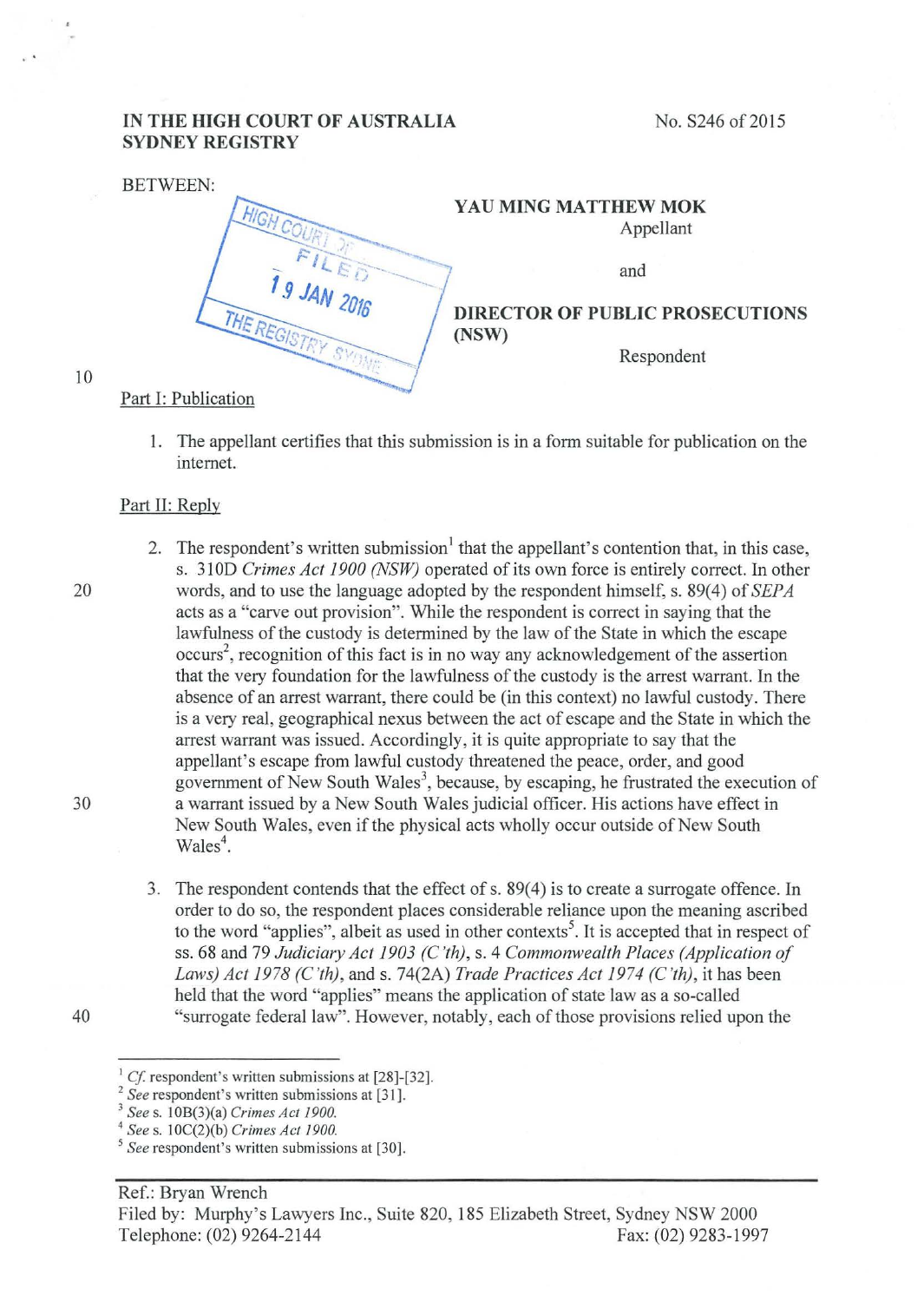**IN THE HIGH COURT OF AUSTRALIA**
**SYDNEY REGISTRY**

No. S246 of 2015

BETWEEN:

**YAU MING MATTHEW MOK**
Appellant

and

**DIRECTOR OF PUBLIC PROSECUTIONS (NSW)**
Respondent

HIGH COURT OF AUSTRALIA
FILED
19 JAN 2016
THE REGISTRY SYDNEY

Part I: Publication

1. The appellant certifies that this submission is in a form suitable for publication on the internet.

Part II: Reply

2. The respondent's written submission[1] that the appellant's contention that, in this case, s. 310D *Crimes Act 1900 (NSW)* operated of its own force is entirely correct. In other words, and to use the language adopted by the respondent himself, s. 89(4) of *SEPA* acts as a "carve out provision". While the respondent is correct in saying that the lawfulness of the custody is determined by the law of the State in which the escape occurs[2], recognition of this fact is in no way any acknowledgement of the assertion that the very foundation for the lawfulness of the custody is the arrest warrant. In the absence of an arrest warrant, there could be (in this context) no lawful custody. There is a very real, geographical nexus between the act of escape and the State in which the arrest warrant was issued. Accordingly, it is quite appropriate to say that the appellant's escape from lawful custody threatened the peace, order, and good government of New South Wales[3], because, by escaping, he frustrated the execution of a warrant issued by a New South Wales judicial officer. His actions have effect in New South Wales, even if the physical acts wholly occur outside of New South Wales[4].

3. The respondent contends that the effect of s. 89(4) is to create a surrogate offence. In order to do so, the respondent places considerable reliance upon the meaning ascribed to the word "applies", albeit as used in other contexts[5]. It is accepted that in respect of ss. 68 and 79 *Judiciary Act 1903 (C'th)*, s. 4 *Commonwealth Places (Application of Laws) Act 1978 (C'th)*, and s. 74(2A) *Trade Practices Act 1974 (C'th)*, it has been held that the word "applies" means the application of state law as a so-called "surrogate federal law". However, notably, each of those provisions relied upon the

---

[1] *Cf.* respondent's written submissions at [28]-[32].
[2] *See* respondent's written submissions at [31].
[3] *See* s. 10B(3)(a) *Crimes Act 1900.*
[4] *See* s. 10C(2)(b) *Crimes Act 1900.*
[5] *See* respondent's written submissions at [30].

Ref.: Bryan Wrench
Filed by: Murphy's Lawyers Inc., Suite 820, 185 Elizabeth Street, Sydney NSW 2000
Telephone: (02) 9264-2144 Fax: (02) 9283-1997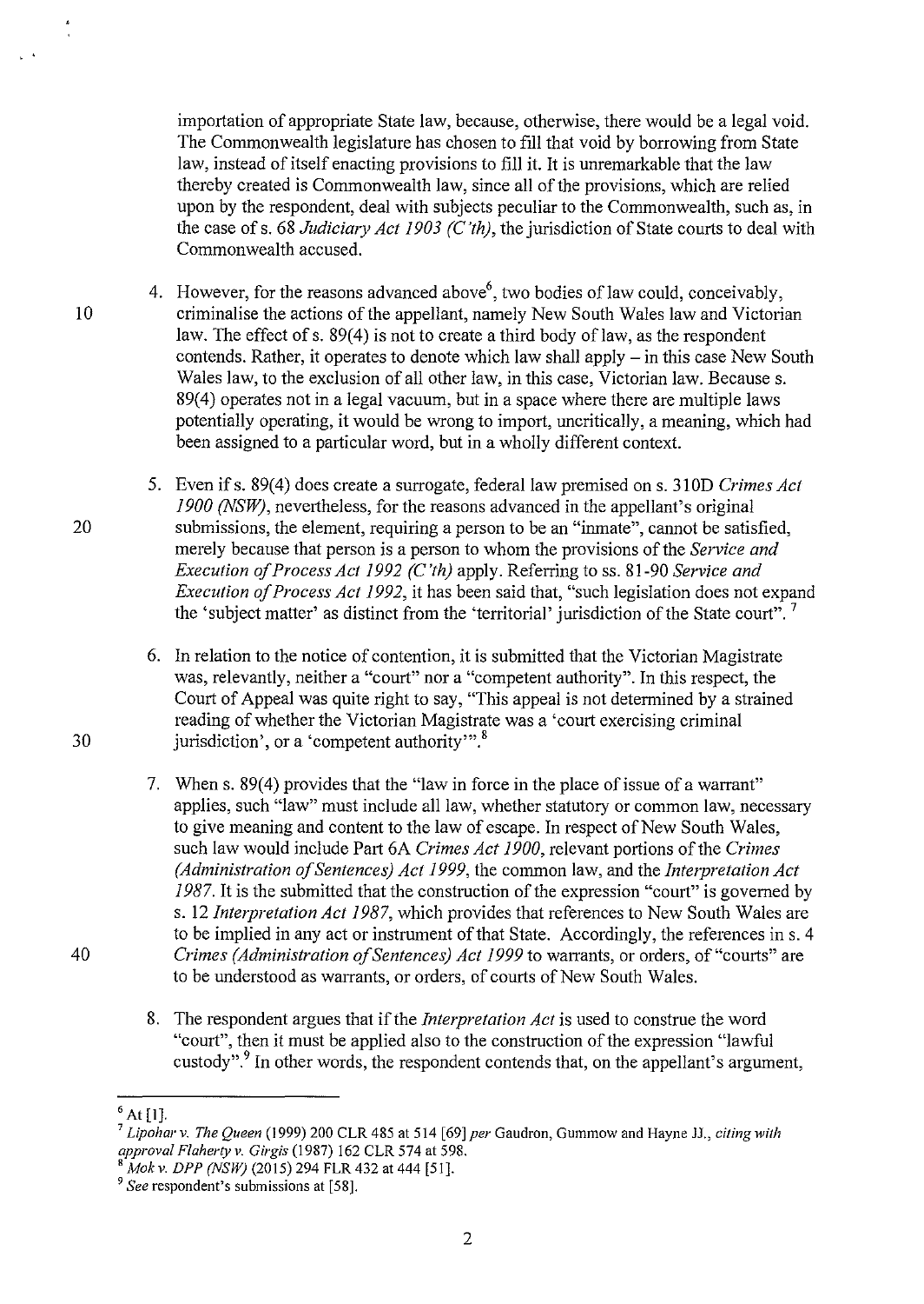importation of appropriate State law, because, otherwise, there would be a legal void. The Commonwealth legislature has chosen to fill that void by borrowing from State law, instead of itself enacting provisions to fill it. It is unremarkable that the law thereby created is Commonwealth law, since all of the provisions, which are relied upon by the respondent, deal with subjects peculiar to the Commonwealth, such as, in the case of s. 68 *Judiciary Act 1903 (C'th)*, the jurisdiction of State courts to deal with Commonwealth accused.

4. However, for the reasons advanced above[6], two bodies of law could, conceivably, criminalise the actions of the appellant, namely New South Wales law and Victorian law. The effect of s. 89(4) is not to create a third body of law, as the respondent contends. Rather, it operates to denote which law shall apply – in this case New South Wales law, to the exclusion of all other law, in this case, Victorian law. Because s. 89(4) operates not in a legal vacuum, but in a space where there are multiple laws potentially operating, it would be wrong to import, uncritically, a meaning, which had been assigned to a particular word, but in a wholly different context.

5. Even if s. 89(4) does create a surrogate, federal law premised on s. 310D *Crimes Act 1900 (NSW)*, nevertheless, for the reasons advanced in the appellant's original submissions, the element, requiring a person to be an "inmate", cannot be satisfied, merely because that person is a person to whom the provisions of the *Service and Execution of Process Act 1992 (C'th)* apply. Referring to ss. 81-90 *Service and Execution of Process Act 1992*, it has been said that, "such legislation does not expand the 'subject matter' as distinct from the 'territorial' jurisdiction of the State court".[7]

6. In relation to the notice of contention, it is submitted that the Victorian Magistrate was, relevantly, neither a "court" nor a "competent authority". In this respect, the Court of Appeal was quite right to say, "This appeal is not determined by a strained reading of whether the Victorian Magistrate was a 'court exercising criminal jurisdiction', or a 'competent authority'".[8]

7. When s. 89(4) provides that the "law in force in the place of issue of a warrant" applies, such "law" must include all law, whether statutory or common law, necessary to give meaning and content to the law of escape. In respect of New South Wales, such law would include Part 6A *Crimes Act 1900*, relevant portions of the *Crimes (Administration of Sentences) Act 1999*, the common law, and the *Interpretation Act 1987*. It is the submitted that the construction of the expression "court" is governed by s. 12 *Interpretation Act 1987*, which provides that references to New South Wales are to be implied in any act or instrument of that State. Accordingly, the references in s. 4 *Crimes (Administration of Sentences) Act 1999* to warrants, or orders, of "courts" are to be understood as warrants, or orders, of courts of New South Wales.

8. The respondent argues that if the *Interpretation Act* is used to construe the word "court", then it must be applied also to the construction of the expression "lawful custody".[9] In other words, the respondent contends that, on the appellant's argument,

---

[6] At [1].

[7] *Lipohar v. The Queen* (1999) 200 CLR 485 at 514 [69] *per* Gaudron, Gummow and Hayne JJ., *citing with approval Flaherty v. Girgis* (1987) 162 CLR 574 at 598.

[8] *Mok v. DPP (NSW)* (2015) 294 FLR 432 at 444 [51].

[9] *See* respondent's submissions at [58].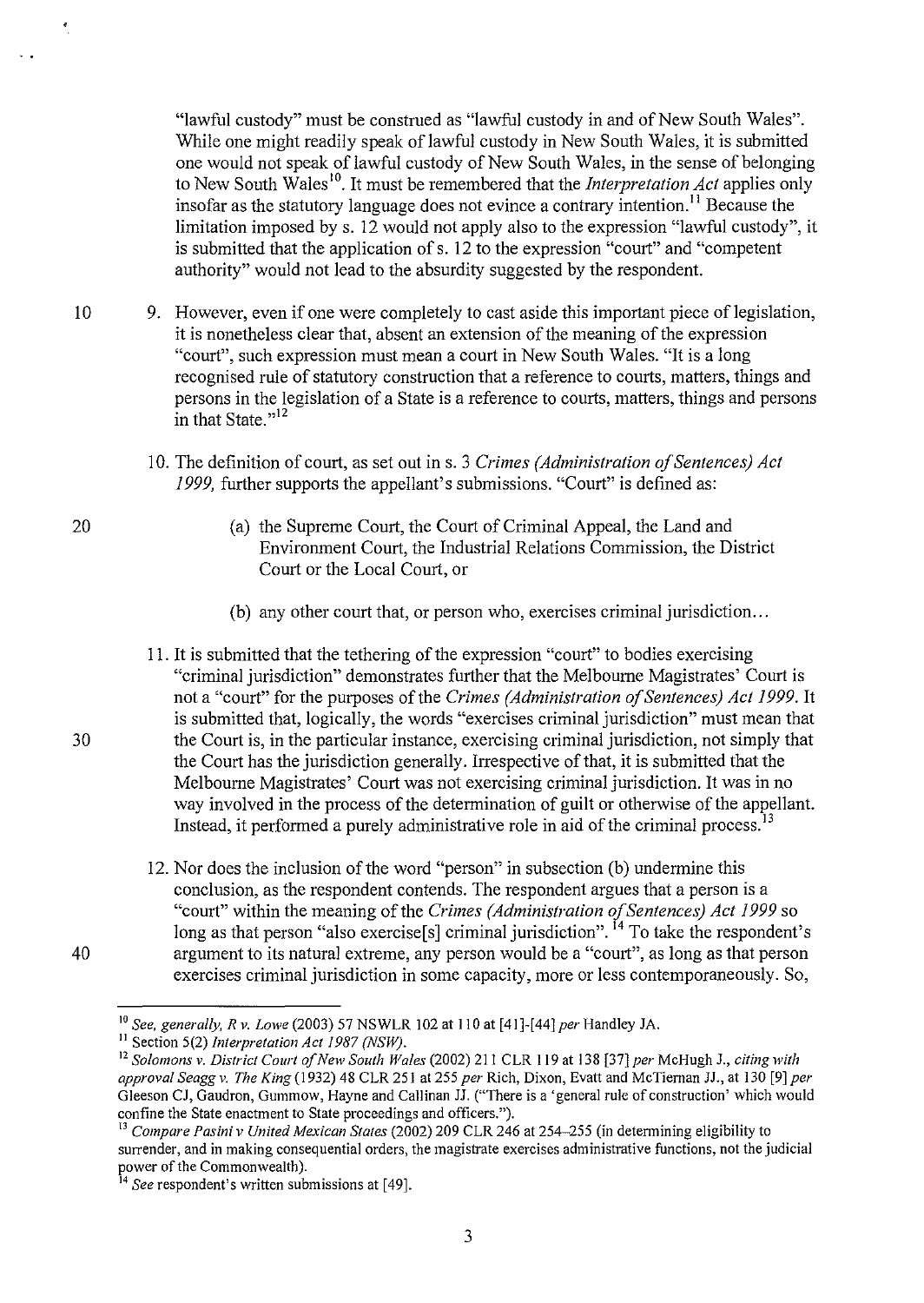"lawful custody" must be construed as "lawful custody in and of New South Wales". While one might readily speak of lawful custody in New South Wales, it is submitted one would not speak of lawful custody of New South Wales, in the sense of belonging to New South Wales[10]. It must be remembered that the *Interpretation Act* applies only insofar as the statutory language does not evince a contrary intention.[11] Because the limitation imposed by s. 12 would not apply also to the expression "lawful custody", it is submitted that the application of s. 12 to the expression "court" and "competent authority" would not lead to the absurdity suggested by the respondent.

9. However, even if one were completely to cast aside this important piece of legislation, it is nonetheless clear that, absent an extension of the meaning of the expression "court", such expression must mean a court in New South Wales. "It is a long recognised rule of statutory construction that a reference to courts, matters, things and persons in the legislation of a State is a reference to courts, matters, things and persons in that State."[12]

10. The definition of court, as set out in s. 3 *Crimes (Administration of Sentences) Act 1999,* further supports the appellant's submissions. "Court" is defined as:

    (a) the Supreme Court, the Court of Criminal Appeal, the Land and Environment Court, the Industrial Relations Commission, the District Court or the Local Court, or

    (b) any other court that, or person who, exercises criminal jurisdiction...

11. It is submitted that the tethering of the expression "court" to bodies exercising "criminal jurisdiction" demonstrates further that the Melbourne Magistrates' Court is not a "court" for the purposes of the *Crimes (Administration of Sentences) Act 1999*. It is submitted that, logically, the words "exercises criminal jurisdiction" must mean that the Court is, in the particular instance, exercising criminal jurisdiction, not simply that the Court has the jurisdiction generally. Irrespective of that, it is submitted that the Melbourne Magistrates' Court was not exercising criminal jurisdiction. It was in no way involved in the process of the determination of guilt or otherwise of the appellant. Instead, it performed a purely administrative role in aid of the criminal process.[13]

12. Nor does the inclusion of the word "person" in subsection (b) undermine this conclusion, as the respondent contends. The respondent argues that a person is a "court" within the meaning of the *Crimes (Administration of Sentences) Act 1999* so long as that person "also exercise[s] criminal jurisdiction".[14] To take the respondent's argument to its natural extreme, any person would be a "court", as long as that person exercises criminal jurisdiction in some capacity, more or less contemporaneously. So,

---

[10] *See, generally, R v. Lowe* (2003) 57 NSWLR 102 at 110 at [41]-[44] *per* Handley JA.

[11] Section 5(2) *Interpretation Act 1987 (NSW)*.

[12] *Solomons v. District Court of New South Wales* (2002) 211 CLR 119 at 138 [37] *per* McHugh J., *citing with approval Seagg v. The King* (1932) 48 CLR 251 at 255 *per* Rich, Dixon, Evatt and McTiernan JJ., at 130 [9] *per* Gleeson CJ, Gaudron, Gummow, Hayne and Callinan JJ. ("There is a 'general rule of construction' which would confine the State enactment to State proceedings and officers.").

[13] *Compare Pasini v United Mexican States* (2002) 209 CLR 246 at 254–255 (in determining eligibility to surrender, and in making consequential orders, the magistrate exercises administrative functions, not the judicial power of the Commonwealth).

[14] *See* respondent's written submissions at [49].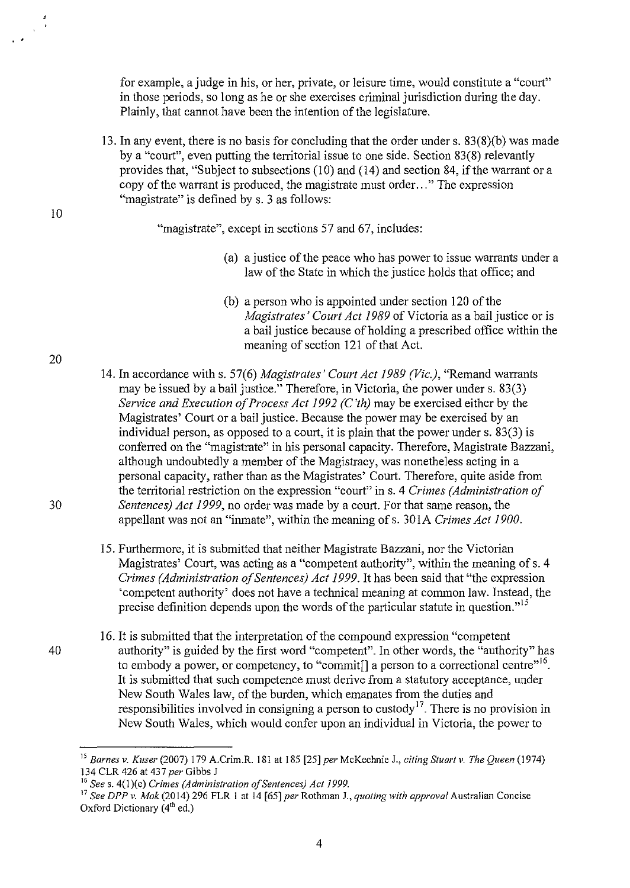for example, a judge in his, or her, private, or leisure time, would constitute a "court" in those periods, so long as he or she exercises criminal jurisdiction during the day. Plainly, that cannot have been the intention of the legislature.

13. In any event, there is no basis for concluding that the order under s. 83(8)(b) was made by a "court", even putting the territorial issue to one side. Section 83(8) relevantly provides that, "Subject to subsections (10) and (14) and section 84, if the warrant or a copy of the warrant is produced, the magistrate must order..." The expression "magistrate" is defined by s. 3 as follows:

> "magistrate", except in sections 57 and 67, includes:
>
> (a) a justice of the peace who has power to issue warrants under a law of the State in which the justice holds that office; and
>
> (b) a person who is appointed under section 120 of the *Magistrates' Court Act 1989* of Victoria as a bail justice or is a bail justice because of holding a prescribed office within the meaning of section 121 of that Act.

14. In accordance with s. 57(6) *Magistrates' Court Act 1989 (Vic.)*, "Remand warrants may be issued by a bail justice." Therefore, in Victoria, the power under s. 83(3) *Service and Execution of Process Act 1992 (C'th)* may be exercised either by the Magistrates' Court or a bail justice. Because the power may be exercised by an individual person, as opposed to a court, it is plain that the power under s. 83(3) is conferred on the "magistrate" in his personal capacity. Therefore, Magistrate Bazzani, although undoubtedly a member of the Magistracy, was nonetheless acting in a personal capacity, rather than as the Magistrates' Court. Therefore, quite aside from the territorial restriction on the expression "court" in s. 4 *Crimes (Administration of Sentences) Act 1999*, no order was made by a court. For that same reason, the appellant was not an "inmate", within the meaning of s. 301A *Crimes Act 1900*.

15. Furthermore, it is submitted that neither Magistrate Bazzani, nor the Victorian Magistrates' Court, was acting as a "competent authority", within the meaning of s. 4 *Crimes (Administration of Sentences) Act 1999*. It has been said that "the expression 'competent authority' does not have a technical meaning at common law. Instead, the precise definition depends upon the words of the particular statute in question."[15]

16. It is submitted that the interpretation of the compound expression "competent authority" is guided by the first word "competent". In other words, the "authority" has to embody a power, or competency, to "commit[] a person to a correctional centre"[16]. It is submitted that such competence must derive from a statutory acceptance, under New South Wales law, of the burden, which emanates from the duties and responsibilities involved in consigning a person to custody[17]. There is no provision in New South Wales, which would confer upon an individual in Victoria, the power to

---

[15] *Barnes v. Kuser* (2007) 179 A.Crim.R. 181 at 185 [25] *per* McKechnie J., *citing Stuart v. The Queen* (1974) 134 CLR 426 at 437 *per* Gibbs J

[16] *See* s. 4(1)(e) *Crimes (Administration of Sentences) Act 1999.*

[17] *See DPP v. Mok* (2014) 296 FLR 1 at 14 [65] *per* Rothman J., *quoting with approval* Australian Concise Oxford Dictionary (4th ed.)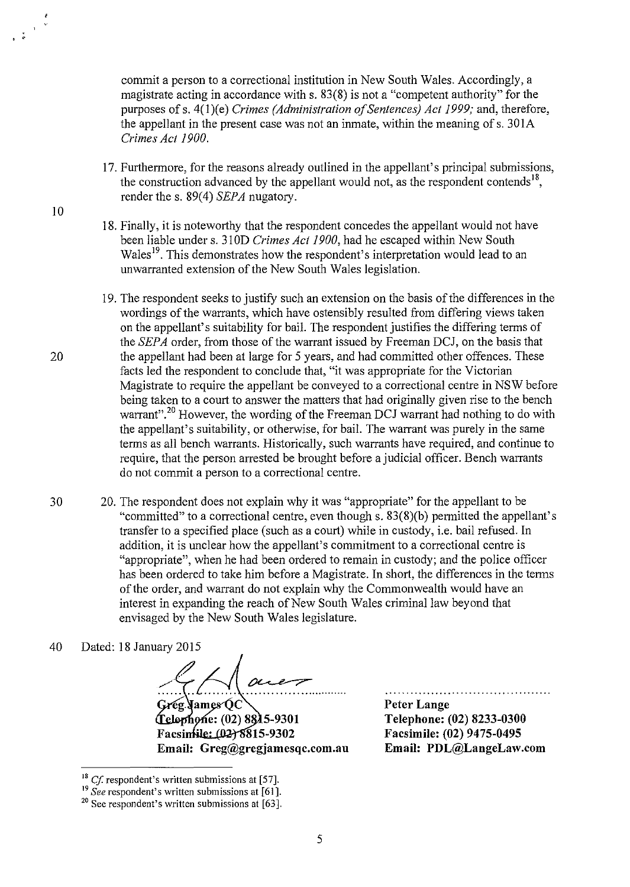commit a person to a correctional institution in New South Wales. Accordingly, a magistrate acting in accordance with s. 83(8) is not a "competent authority" for the purposes of s. 4(1)(e) *Crimes (Administration of Sentences) Act 1999;* and, therefore, the appellant in the present case was not an inmate, within the meaning of s. 301A *Crimes Act 1900*.

17. Furthermore, for the reasons already outlined in the appellant's principal submissions, the construction advanced by the appellant would not, as the respondent contends[18], render the s. 89(4) *SEPA* nugatory.

18. Finally, it is noteworthy that the respondent concedes the appellant would not have been liable under s. 310D *Crimes Act 1900*, had he escaped within New South Wales[19]. This demonstrates how the respondent's interpretation would lead to an unwarranted extension of the New South Wales legislation.

19. The respondent seeks to justify such an extension on the basis of the differences in the wordings of the warrants, which have ostensibly resulted from differing views taken on the appellant's suitability for bail. The respondent justifies the differing terms of the *SEPA* order, from those of the warrant issued by Freeman DCJ, on the basis that the appellant had been at large for 5 years, and had committed other offences. These facts led the respondent to conclude that, "it was appropriate for the Victorian Magistrate to require the appellant be conveyed to a correctional centre in NSW before being taken to a court to answer the matters that had originally given rise to the bench warrant".[20] However, the wording of the Freeman DCJ warrant had nothing to do with the appellant's suitability, or otherwise, for bail. The warrant was purely in the same terms as all bench warrants. Historically, such warrants have required, and continue to require, that the person arrested be brought before a judicial officer. Bench warrants do not commit a person to a correctional centre.

20. The respondent does not explain why it was "appropriate" for the appellant to be "committed" to a correctional centre, even though s. 83(8)(b) permitted the appellant's transfer to a specified place (such as a court) while in custody, i.e. bail refused. In addition, it is unclear how the appellant's commitment to a correctional centre is "appropriate", when he had been ordered to remain in custody; and the police officer has been ordered to take him before a Magistrate. In short, the differences in the terms of the order, and warrant do not explain why the Commonwealth would have an interest in expanding the reach of New South Wales criminal law beyond that envisaged by the New South Wales legislature.

Dated: 18 January 2015

| | |
|---|---|
| **Greg James QC** | **Peter Lange** |
| **Telephone: (02) 8815-9301** | **Telephone: (02) 8233-0300** |
| **Facsimile: (02) 8815-9302** | **Facsimile: (02) 9475-0495** |
| **Email: Greg@gregjamesqc.com.au** | **Email: PDL@LangeLaw.com** |

---

[18] *Cf.* respondent's written submissions at [57].

[19] *See* respondent's written submissions at [61].

[20] See respondent's written submissions at [63].